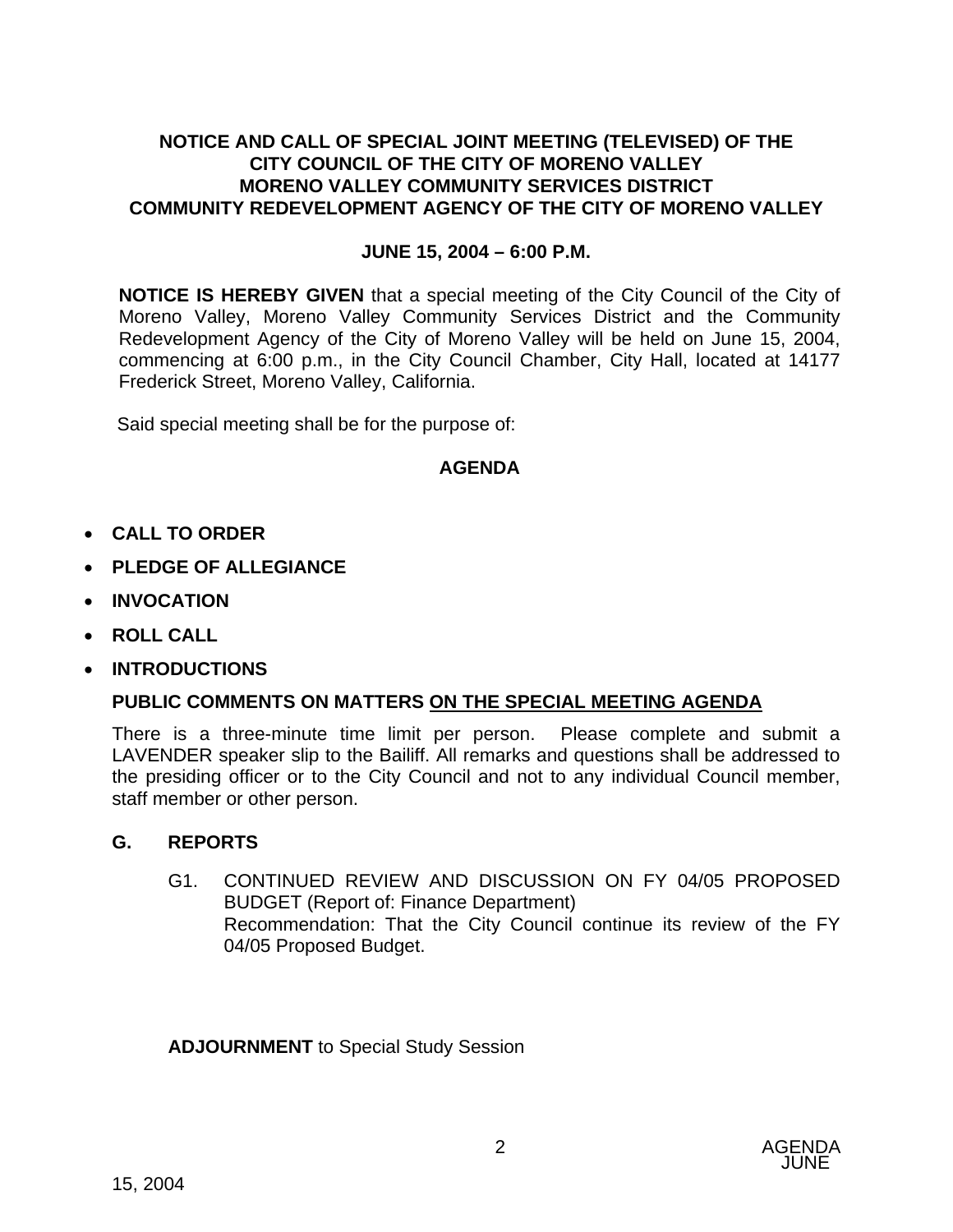**NOTICE AND CALL OF SPECIAL JOINT MEETING (TELEVISED) OF THE CITY COUNCIL OF THE CITY OF MORENO VALLEY MORENO VALLEY COMMUNITY SERVICES DISTRICT COMMUNITY REDEVELOPMENT AGENCY OF THE CITY OF MORENO VALLEY**

**JUNE 15, 2004 – 6:00 P.M.**

**NOTICE IS HEREBY GIVEN** that a special meeting of the City Council of the City of Moreno Valley, Moreno Valley Community Services District and the Community Redevelopment Agency of the City of Moreno Valley will be held on June 15, 2004, commencing at 6:00 p.m., in the City Council Chamber, City Hall, located at 14177 Frederick Street, Moreno Valley, California.

Said special meeting shall be for the purpose of:

**AGENDA**

- **CALL TO ORDER**
- **PLEDGE OF ALLEGIANCE**
- **INVOCATION**
- **ROLL CALL**
- **INTRODUCTIONS**

**PUBLIC COMMENTS ON MATTERS ON THE SPECIAL MEETING AGENDA**

There is a three-minute time limit per person. Please complete and submit a LAVENDER speaker slip to the Bailiff. All remarks and questions shall be addressed to the presiding officer or to the City Council and not to any individual Council member, staff member or other person.

**G. REPORTS**

G1. CONTINUED REVIEW AND DISCUSSION ON FY 04/05 PROPOSED BUDGET (Report of: Finance Department)
Recommendation: That the City Council continue its review of the FY 04/05 Proposed Budget.

**ADJOURNMENT** to Special Study Session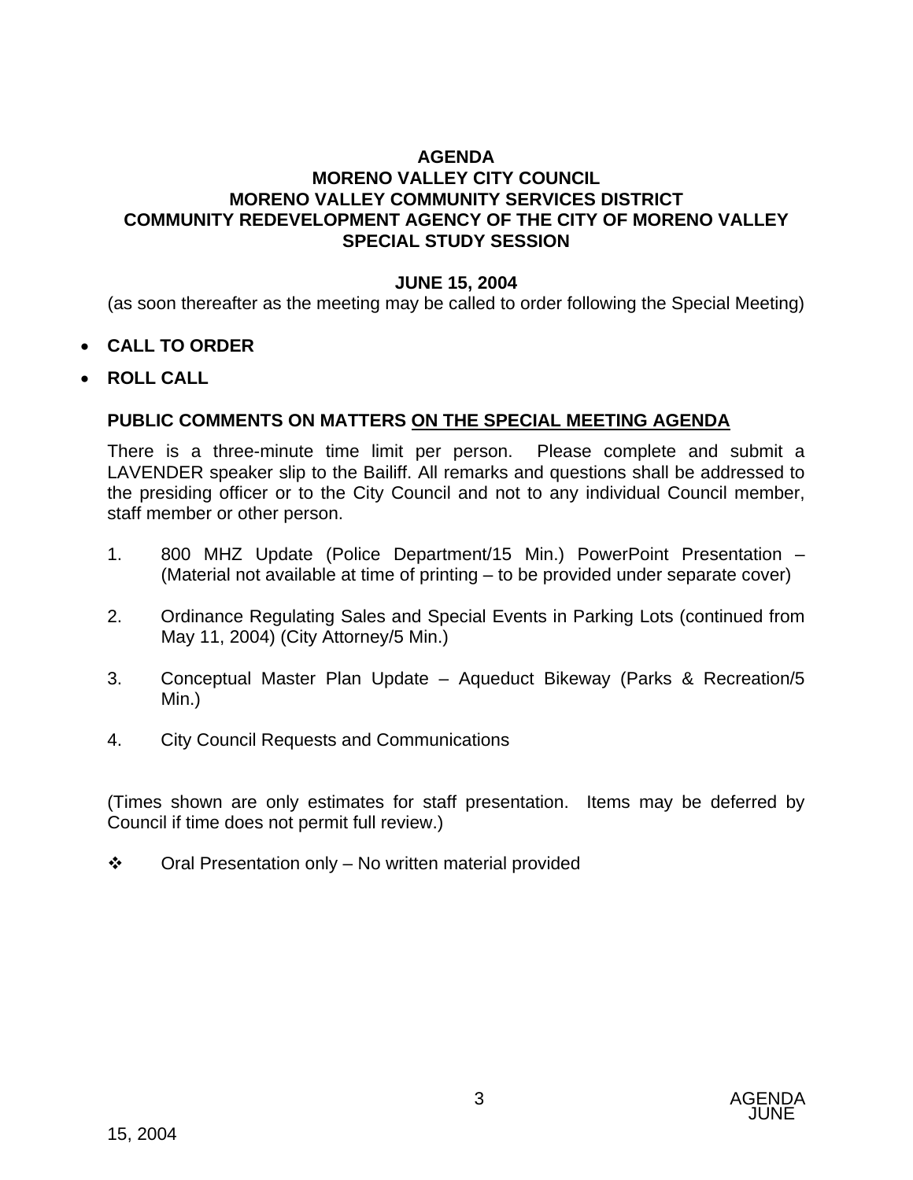**AGENDA**
**MORENO VALLEY CITY COUNCIL**
**MORENO VALLEY COMMUNITY SERVICES DISTRICT**
**COMMUNITY REDEVELOPMENT AGENCY OF THE CITY OF MORENO VALLEY**
**SPECIAL STUDY SESSION**

**JUNE 15, 2004**

(as soon thereafter as the meeting may be called to order following the Special Meeting)

- **CALL TO ORDER**
- **ROLL CALL**

**PUBLIC COMMENTS ON MATTERS ON THE SPECIAL MEETING AGENDA**

There is a three-minute time limit per person. Please complete and submit a LAVENDER speaker slip to the Bailiff. All remarks and questions shall be addressed to the presiding officer or to the City Council and not to any individual Council member, staff member or other person.

1. 800 MHZ Update (Police Department/15 Min.) PowerPoint Presentation – (Material not available at time of printing – to be provided under separate cover)

2. Ordinance Regulating Sales and Special Events in Parking Lots (continued from May 11, 2004) (City Attorney/5 Min.)

3. Conceptual Master Plan Update – Aqueduct Bikeway (Parks & Recreation/5 Min.)

4. City Council Requests and Communications

(Times shown are only estimates for staff presentation. Items may be deferred by Council if time does not permit full review.)

❖ Oral Presentation only – No written material provided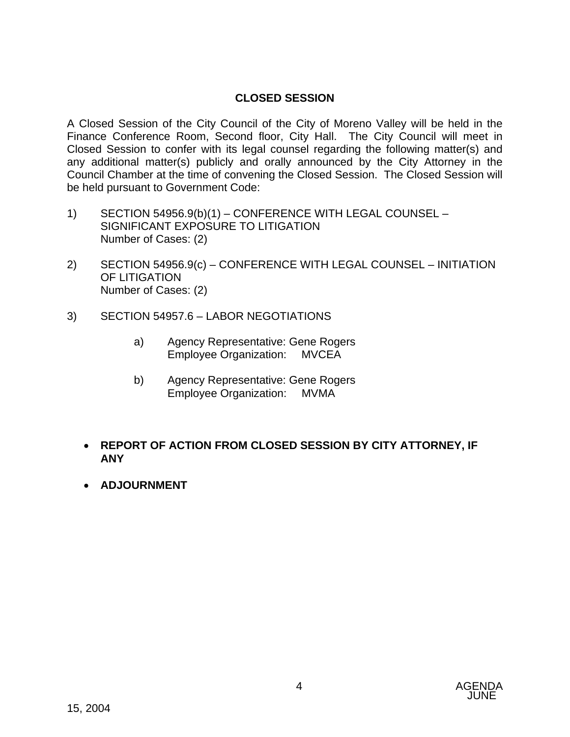**CLOSED SESSION**

A Closed Session of the City Council of the City of Moreno Valley will be held in the Finance Conference Room, Second floor, City Hall. The City Council will meet in Closed Session to confer with its legal counsel regarding the following matter(s) and any additional matter(s) publicly and orally announced by the City Attorney in the Council Chamber at the time of convening the Closed Session. The Closed Session will be held pursuant to Government Code:

1) SECTION 54956.9(b)(1) – CONFERENCE WITH LEGAL COUNSEL – SIGNIFICANT EXPOSURE TO LITIGATION
   Number of Cases: (2)

2) SECTION 54956.9(c) – CONFERENCE WITH LEGAL COUNSEL – INITIATION OF LITIGATION
   Number of Cases: (2)

3) SECTION 54957.6 – LABOR NEGOTIATIONS

   a) Agency Representative: Gene Rogers
      Employee Organization: MVCEA

   b) Agency Representative: Gene Rogers
      Employee Organization: MVMA

- **REPORT OF ACTION FROM CLOSED SESSION BY CITY ATTORNEY, IF ANY**
- **ADJOURNMENT**